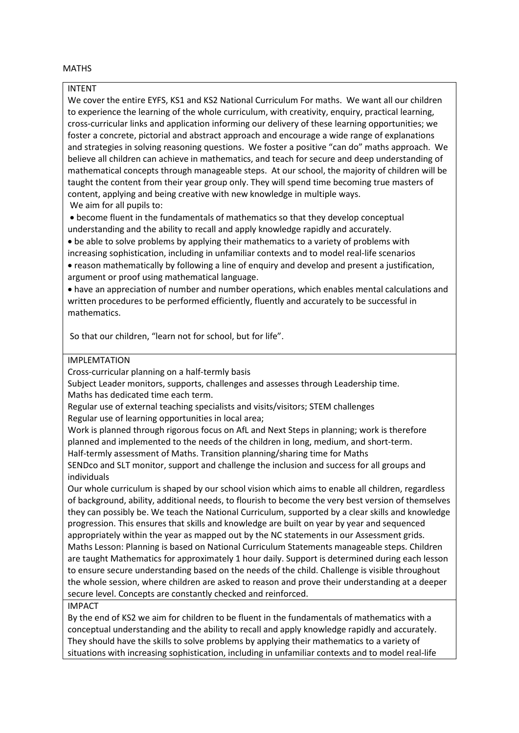MATHS

## INTENT

We cover the entire EYFS, KS1 and KS2 National Curriculum For maths. We want all our children to experience the learning of the whole curriculum, with creativity, enquiry, practical learning, cross-curricular links and application informing our delivery of these learning opportunities; we foster a concrete, pictorial and abstract approach and encourage a wide range of explanations and strategies in solving reasoning questions. We foster a positive "can do" maths approach. We believe all children can achieve in mathematics, and teach for secure and deep understanding of mathematical concepts through manageable steps. At our school, the majority of children will be taught the content from their year group only. They will spend time becoming true masters of content, applying and being creative with new knowledge in multiple ways.

We aim for all pupils to:

- become fluent in the fundamentals of mathematics so that they develop conceptual understanding and the ability to recall and apply knowledge rapidly and accurately.
- be able to solve problems by applying their mathematics to a variety of problems with increasing sophistication, including in unfamiliar contexts and to model real-life scenarios
- reason mathematically by following a line of enquiry and develop and present a justification, argument or proof using mathematical language.
- have an appreciation of number and number operations, which enables mental calculations and written procedures to be performed efficiently, fluently and accurately to be successful in mathematics.

So that our children, "learn not for school, but for life".

## IMPLEMTATION

Cross-curricular planning on a half-termly basis

Subject Leader monitors, supports, challenges and assesses through Leadership time.

Maths has dedicated time each term.

Regular use of external teaching specialists and visits/visitors; STEM challenges

Regular use of learning opportunities in local area;

Work is planned through rigorous focus on AfL and Next Steps in planning; work is therefore planned and implemented to the needs of the children in long, medium, and short-term.

Half-termly assessment of Maths. Transition planning/sharing time for Maths

SENDco and SLT monitor, support and challenge the inclusion and success for all groups and individuals

Our whole curriculum is shaped by our school vision which aims to enable all children, regardless of background, ability, additional needs, to flourish to become the very best version of themselves they can possibly be. We teach the National Curriculum, supported by a clear skills and knowledge progression. This ensures that skills and knowledge are built on year by year and sequenced appropriately within the year as mapped out by the NC statements in our Assessment grids.

Maths Lesson: Planning is based on National Curriculum Statements manageable steps. Children are taught Mathematics for approximately 1 hour daily. Support is determined during each lesson to ensure secure understanding based on the needs of the child. Challenge is visible throughout the whole session, where children are asked to reason and prove their understanding at a deeper secure level. Concepts are constantly checked and reinforced.

## IMPACT

By the end of KS2 we aim for children to be fluent in the fundamentals of mathematics with a conceptual understanding and the ability to recall and apply knowledge rapidly and accurately. They should have the skills to solve problems by applying their mathematics to a variety of situations with increasing sophistication, including in unfamiliar contexts and to model real-life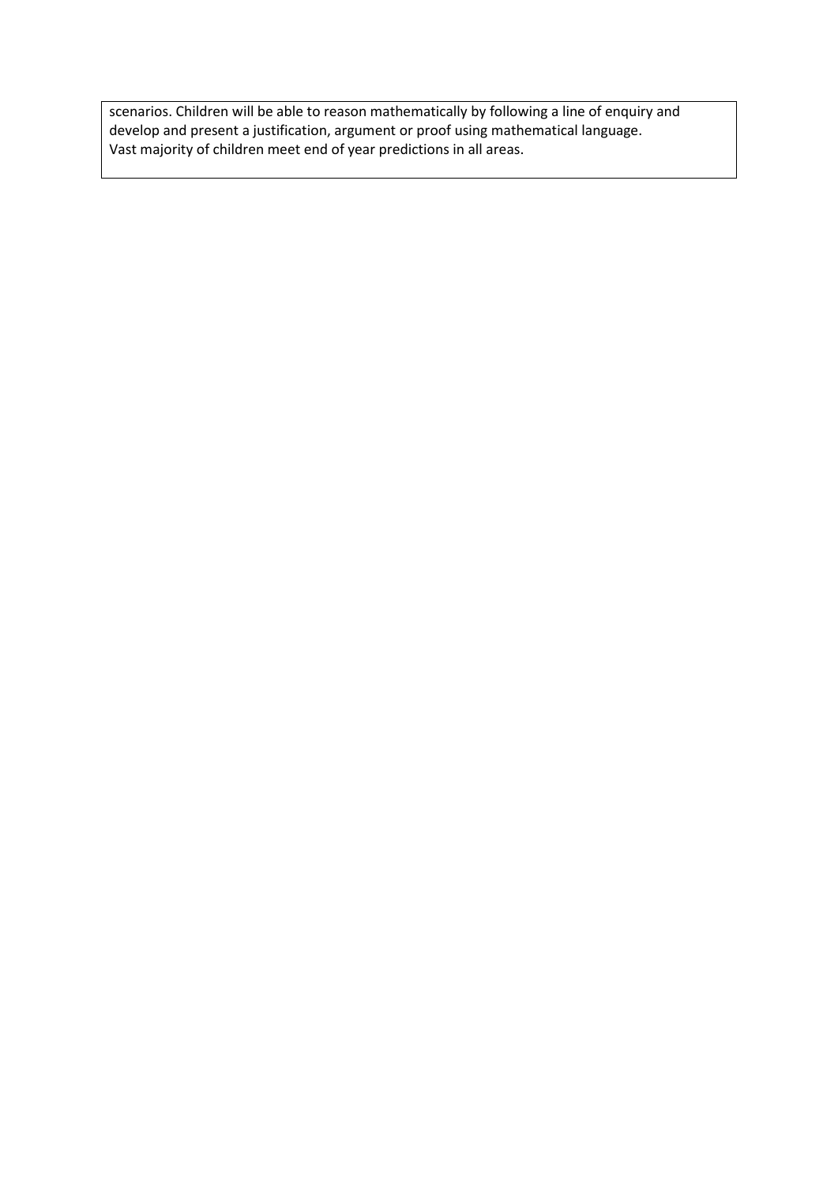scenarios. Children will be able to reason mathematically by following a line of enquiry and develop and present a justification, argument or proof using mathematical language.
Vast majority of children meet end of year predictions in all areas.